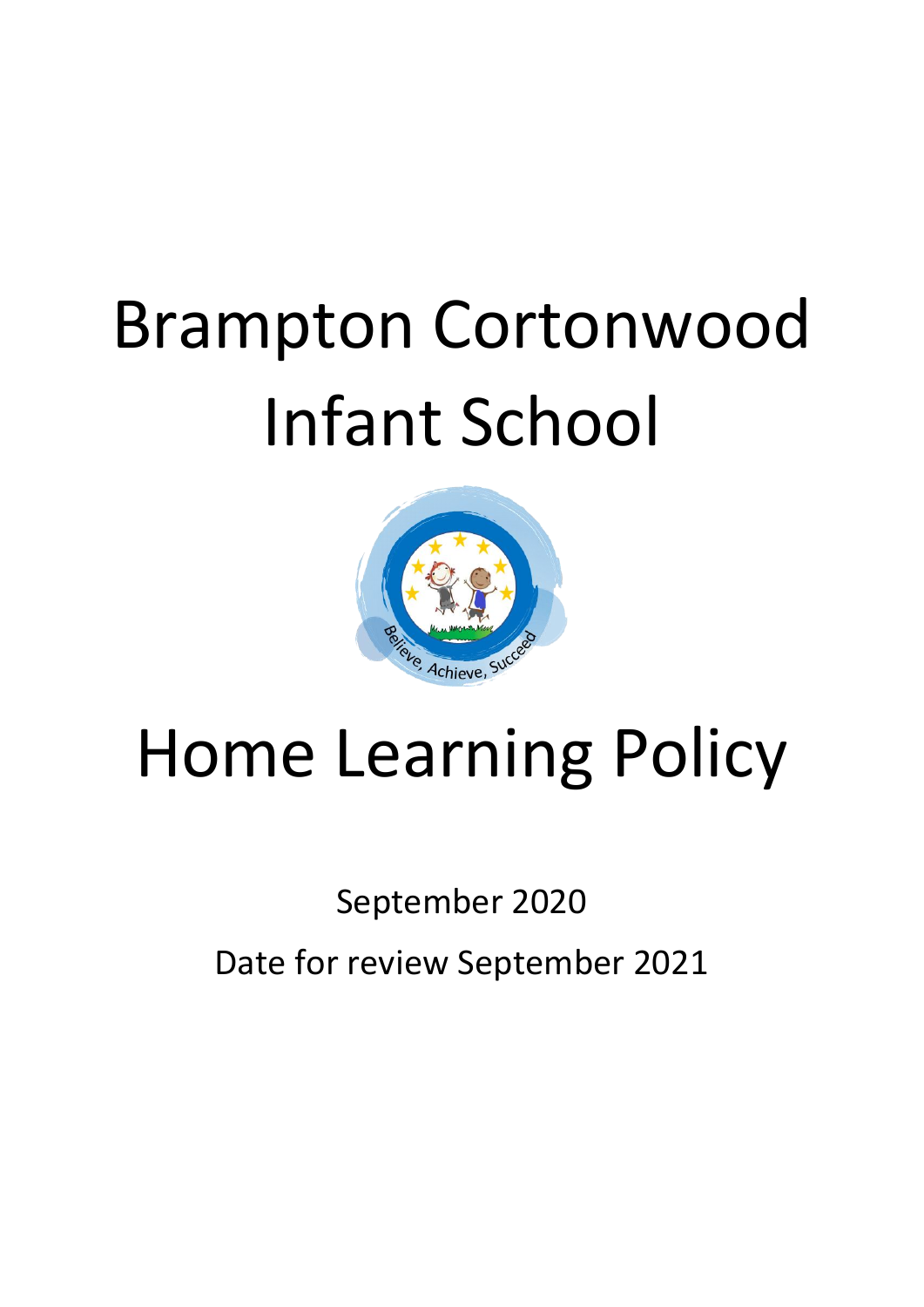# Brampton Cortonwood Infant School

# Home Learning Policy

September 2020

Date for review September 2021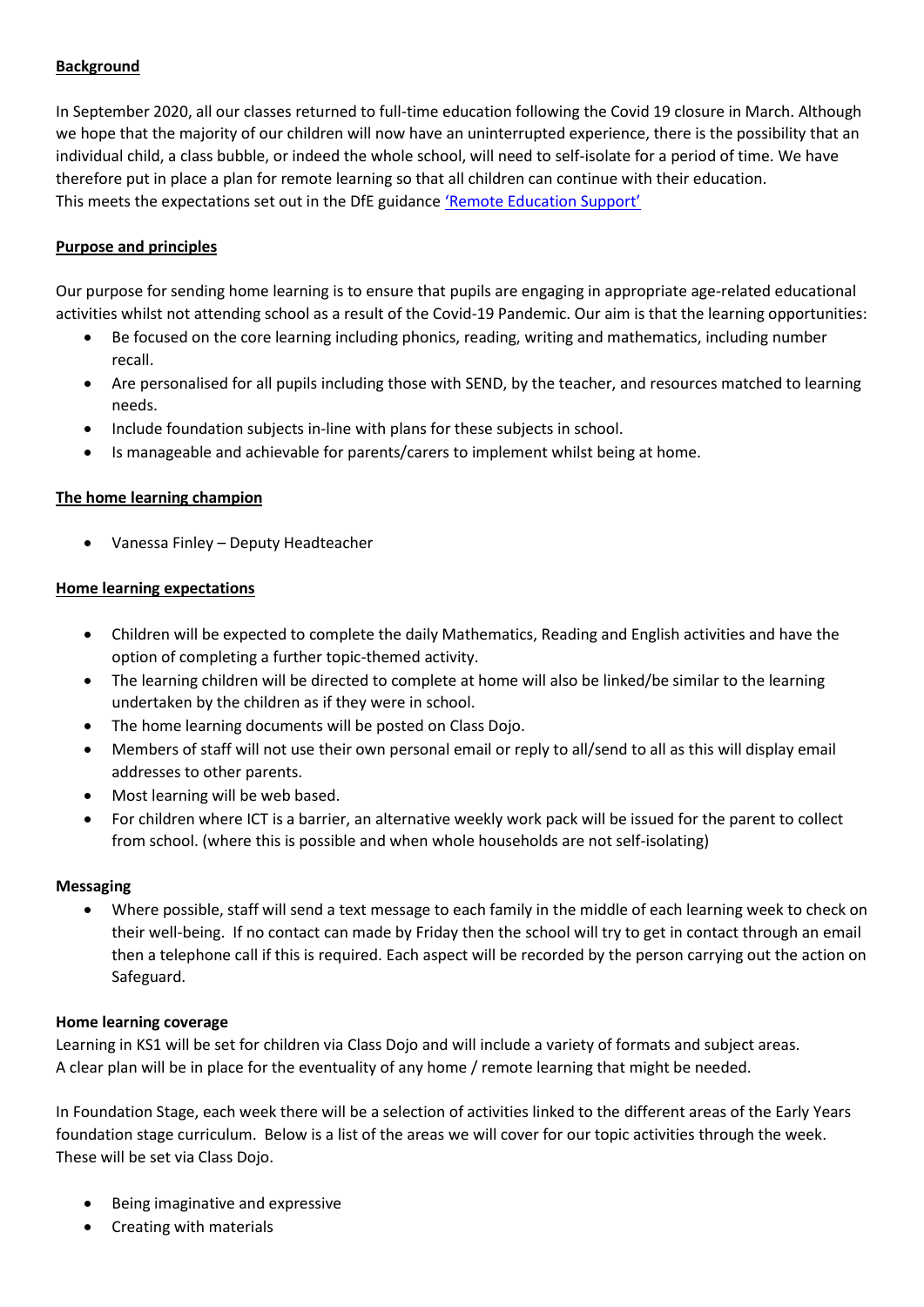**Background**

In September 2020, all our classes returned to full-time education following the Covid 19 closure in March. Although we hope that the majority of our children will now have an uninterrupted experience, there is the possibility that an individual child, a class bubble, or indeed the whole school, will need to self-isolate for a period of time. We have therefore put in place a plan for remote learning so that all children can continue with their education.
This meets the expectations set out in the DfE guidance 'Remote Education Support'

**Purpose and principles**

Our purpose for sending home learning is to ensure that pupils are engaging in appropriate age-related educational activities whilst not attending school as a result of the Covid-19 Pandemic. Our aim is that the learning opportunities:

- Be focused on the core learning including phonics, reading, writing and mathematics, including number recall.
- Are personalised for all pupils including those with SEND, by the teacher, and resources matched to learning needs.
- Include foundation subjects in-line with plans for these subjects in school.
- Is manageable and achievable for parents/carers to implement whilst being at home.

**The home learning champion**

- Vanessa Finley – Deputy Headteacher

**Home learning expectations**

- Children will be expected to complete the daily Mathematics, Reading and English activities and have the option of completing a further topic-themed activity.
- The learning children will be directed to complete at home will also be linked/be similar to the learning undertaken by the children as if they were in school.
- The home learning documents will be posted on Class Dojo.
- Members of staff will not use their own personal email or reply to all/send to all as this will display email addresses to other parents.
- Most learning will be web based.
- For children where ICT is a barrier, an alternative weekly work pack will be issued for the parent to collect from school. (where this is possible and when whole households are not self-isolating)

**Messaging**

- Where possible, staff will send a text message to each family in the middle of each learning week to check on their well-being. If no contact can made by Friday then the school will try to get in contact through an email then a telephone call if this is required. Each aspect will be recorded by the person carrying out the action on Safeguard.

**Home learning coverage**

Learning in KS1 will be set for children via Class Dojo and will include a variety of formats and subject areas.
A clear plan will be in place for the eventuality of any home / remote learning that might be needed.

In Foundation Stage, each week there will be a selection of activities linked to the different areas of the Early Years foundation stage curriculum. Below is a list of the areas we will cover for our topic activities through the week. These will be set via Class Dojo.

- Being imaginative and expressive
- Creating with materials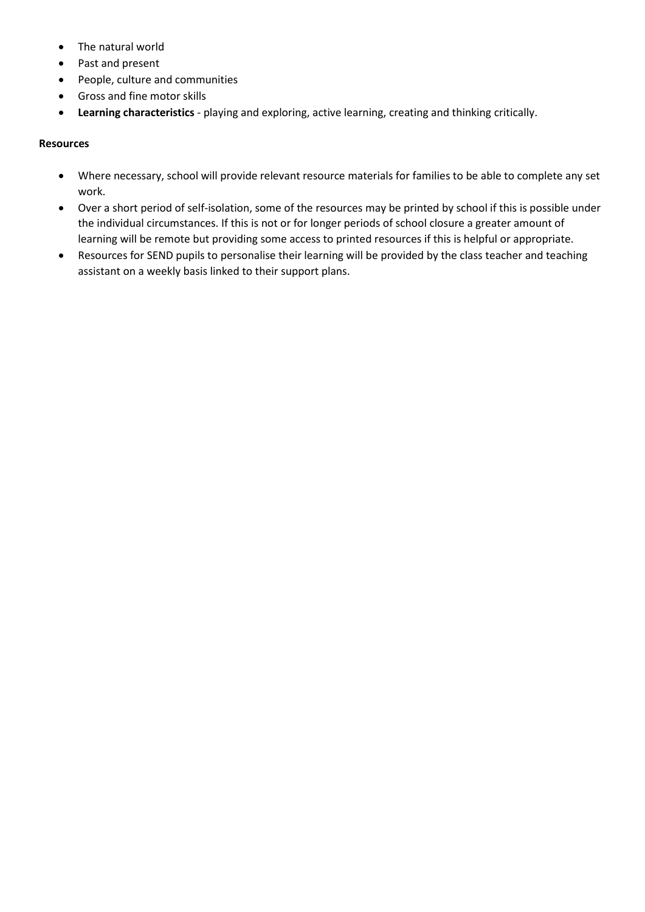- The natural world
- Past and present
- People, culture and communities
- Gross and fine motor skills
- **Learning characteristics** - playing and exploring, active learning, creating and thinking critically.

**Resources**

- Where necessary, school will provide relevant resource materials for families to be able to complete any set work.
- Over a short period of self-isolation, some of the resources may be printed by school if this is possible under the individual circumstances. If this is not or for longer periods of school closure a greater amount of learning will be remote but providing some access to printed resources if this is helpful or appropriate.
- Resources for SEND pupils to personalise their learning will be provided by the class teacher and teaching assistant on a weekly basis linked to their support plans.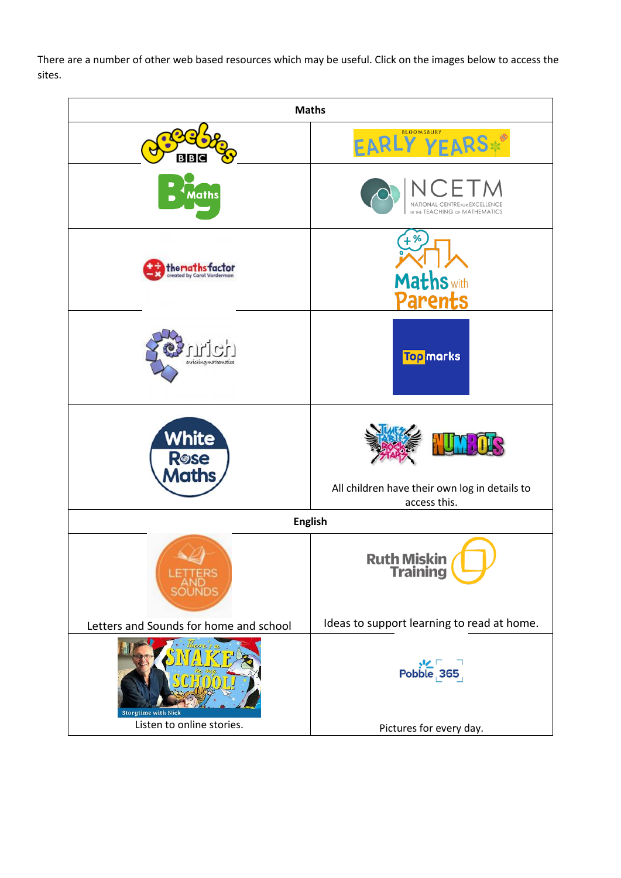There are a number of other web based resources which may be useful. Click on the images below to access the sites.

| Maths | |
|---|---|
| CBeebies BBC | Bloomsbury Early Years |
| Big Maths | NCETM National Centre for Excellence in the Teaching of Mathematics |
| the maths factor created by Carol Vorderman | Maths with Parents |
| nrich enriching mathematics | Top marks |
| White Rose Maths | Times Tables Rock Stars NUMBOTS<br>All children have their own log in details to access this. |
| **English** | |
| LETTERS AND SOUNDS<br>Letters and Sounds for home and school | Ruth Miskin Training<br>Ideas to support learning to read at home. |
| There's a Snake in my School! Storytime with Nick<br>Listen to online stories. | Pobble 365<br>Pictures for every day. |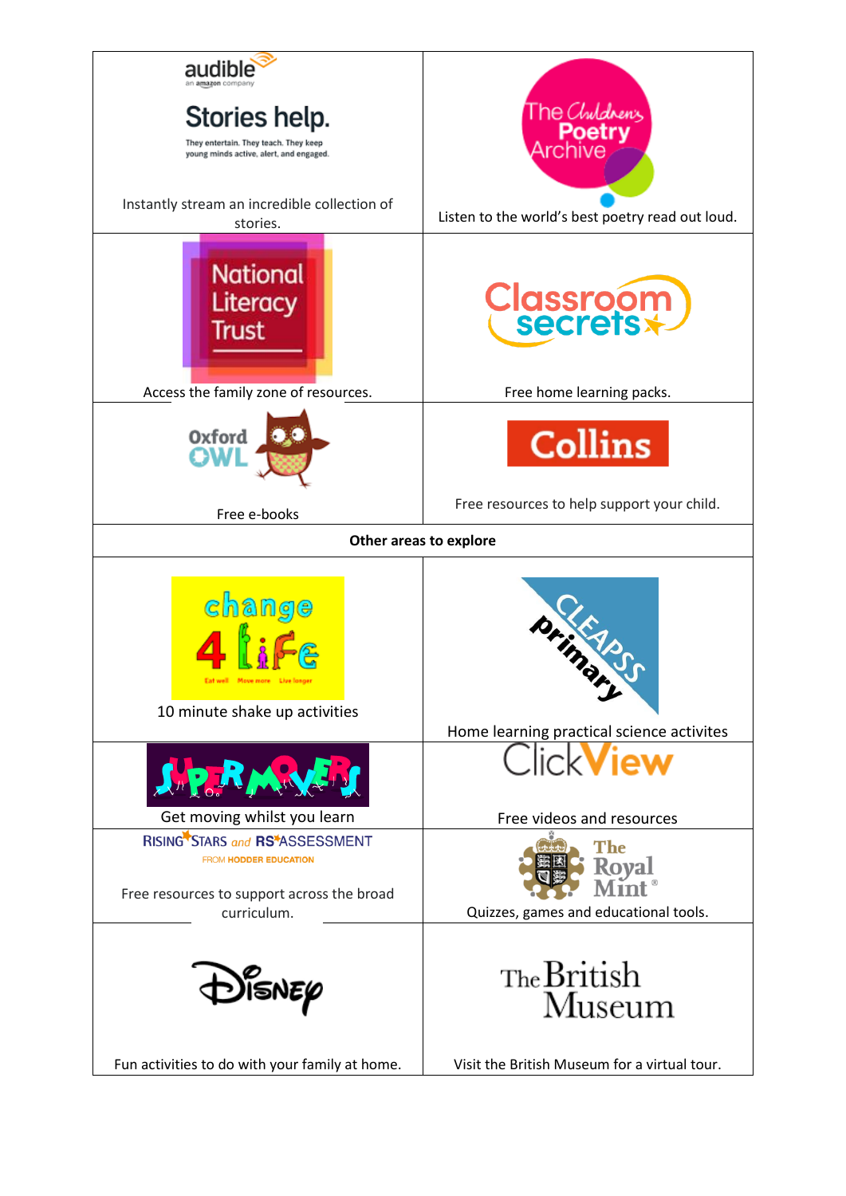| | |
|---|---|
| audible<br>an amazon company<br>**Stories help.**<br>They entertain. They teach. They keep young minds active, alert, and engaged.<br>Instantly stream an incredible collection of stories. | The Children's Poetry Archive<br>Listen to the world's best poetry read out loud. |
| National Literacy Trust<br>Access the family zone of resources. | Classroom secrets<br>Free home learning packs. |
| Oxford OWL<br>Free e-books | Collins<br>Free resources to help support your child. |
| **Other areas to explore** | |
| change 4 life<br>Eat well · Move more · Live longer<br>10 minute shake up activities | CLEAPSS primary<br>Home learning practical science activites |
| SUPER MOVERS<br>Get moving whilst you learn | ClickView<br>Free videos and resources |
| RISING STARS and RS ASSESSMENT<br>FROM HODDER EDUCATION<br>Free resources to support across the broad curriculum. | The Royal Mint<br>Quizzes, games and educational tools. |
| Disney<br>Fun activities to do with your family at home. | The British Museum<br>Visit the British Museum for a virtual tour. |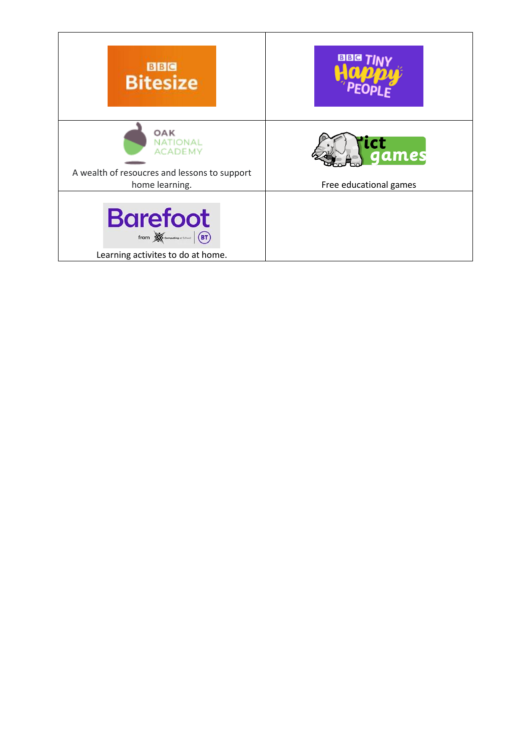| BBC Bitesize | BBC Tiny Happy People |
| --- | --- |
| Oak National Academy<br>A wealth of resoucres and lessons to support home learning. | ict games<br>Free educational games |
| Barefoot from Computing at School BT<br>Learning activites to do at home. | |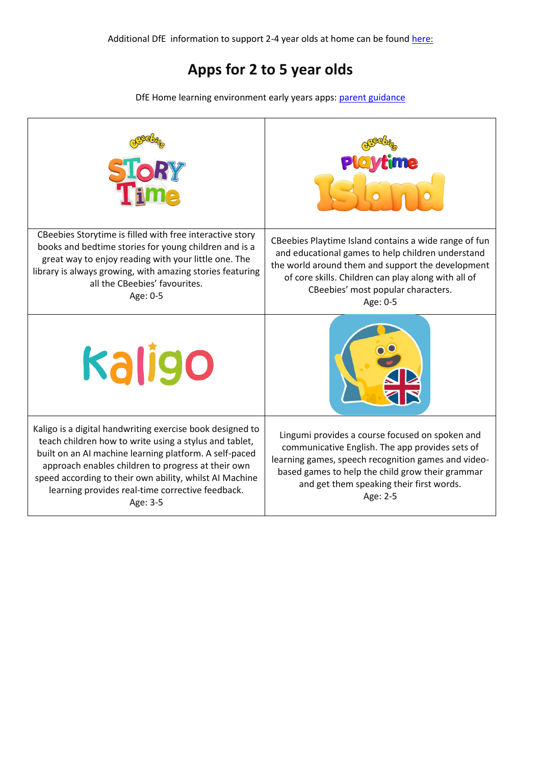Additional DfE information to support 2-4 year olds at home can be found [here:](#)

# Apps for 2 to 5 year olds

DfE Home learning environment early years apps: [parent guidance](#)

| | |
|---|---|
| CBeebies Story Time | CBeebies Playtime Island |
| CBeebies Storytime is filled with free interactive story books and bedtime stories for young children and is a great way to enjoy reading with your little one. The library is always growing, with amazing stories featuring all the CBeebies' favourites.<br>Age: 0-5 | CBeebies Playtime Island contains a wide range of fun and educational games to help children understand the world around them and support the development of core skills. Children can play along with all of CBeebies' most popular characters.<br>Age: 0-5 |
| Kaligo | |
| Kaligo is a digital handwriting exercise book designed to teach children how to write using a stylus and tablet, built on an AI machine learning platform. A self-paced approach enables children to progress at their own speed according to their own ability, whilst AI Machine learning provides real-time corrective feedback.<br>Age: 3-5 | Lingumi provides a course focused on spoken and communicative English. The app provides sets of learning games, speech recognition games and video-based games to help the child grow their grammar and get them speaking their first words.<br>Age: 2-5 |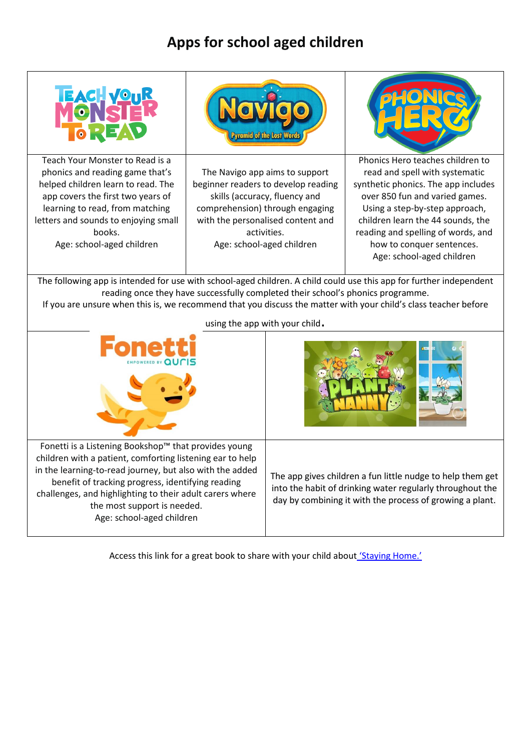# Apps for school aged children

| | | |
|---|---|---|
| Teach Your Monster to Read is a phonics and reading game that's helped children learn to read. The app covers the first two years of learning to read, from matching letters and sounds to enjoying small books.<br>Age: school-aged children | The Navigo app aims to support beginner readers to develop reading skills (accuracy, fluency and comprehension) through engaging with the personalised content and activities.<br>Age: school-aged children | Phonics Hero teaches children to read and spell with systematic synthetic phonics. The app includes over 850 fun and varied games. Using a step-by-step approach, children learn the 44 sounds, the reading and spelling of words, and how to conquer sentences.<br>Age: school-aged children |

The following app is intended for use with school-aged children. A child could use this app for further independent reading once they have successfully completed their school's phonics programme.
If you are unsure when this is, we recommend that you discuss the matter with your child's class teacher before using the app with your child.

| | |
|---|---|
| Fonetti is a Listening Bookshop™ that provides young children with a patient, comforting listening ear to help in the learning-to-read journey, but also with the added benefit of tracking progress, identifying reading challenges, and highlighting to their adult carers where the most support is needed.<br>Age: school-aged children | The app gives children a fun little nudge to help them get into the habit of drinking water regularly throughout the day by combining it with the process of growing a plant. |

Access this link for a great book to share with your child about ['Staying Home.']